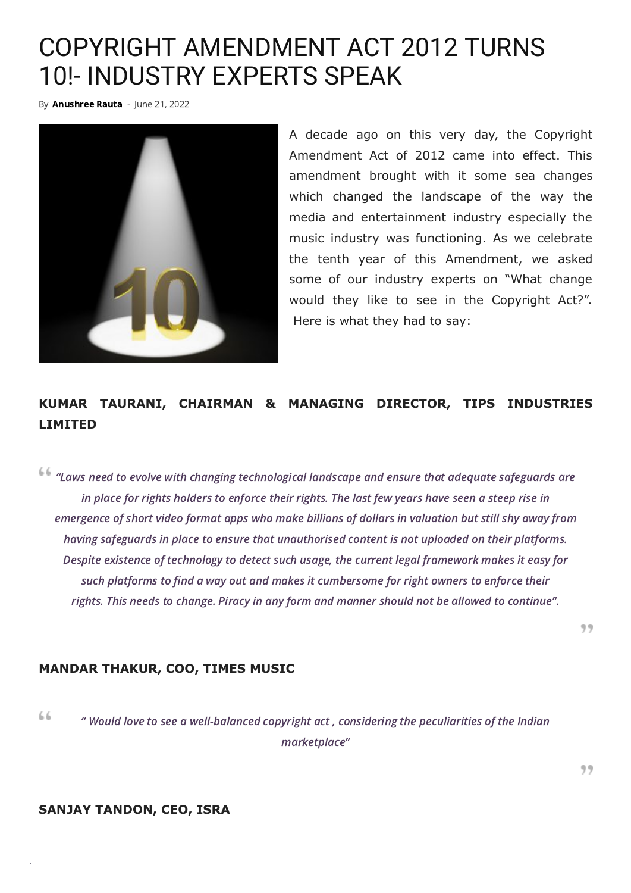# COPYRIGHT AMENDMENT ACT 2012 TURNS 10!- INDUSTRY EXPERTS SPEAK

By **Anushree Rauta** - June 21, 2022

A decade ago on this very day, the Copyright Amendment Act of 2012 came into effect. This amendment brought with it some sea changes which changed the landscape of the way the media and entertainment industry especially the music industry was functioning. As we celebrate the tenth year of this Amendment, we asked some of our industry experts on "What change would they like to see in the Copyright Act?". Here is what they had to say:

### KUMAR TAURANI, CHAIRMAN & MANAGING DIRECTOR, TIPS INDUSTRIES LIMITED

> *"Laws need to evolve with changing technological landscape and ensure that adequate safeguards are in place for rights holders to enforce their rights. The last few years have seen a steep rise in emergence of short video format apps who make billions of dollars in valuation but still shy away from having safeguards in place to ensure that unauthorised content is not uploaded on their platforms. Despite existence of technology to detect such usage, the current legal framework makes it easy for such platforms to find a way out and makes it cumbersome for right owners to enforce their rights. This needs to change. Piracy in any form and manner should not be allowed to continue".*

### MANDAR THAKUR, COO, TIMES MUSIC

> *" Would love to see a well-balanced copyright act , considering the peculiarities of the Indian marketplace"*

### SANJAY TANDON, CEO, ISRA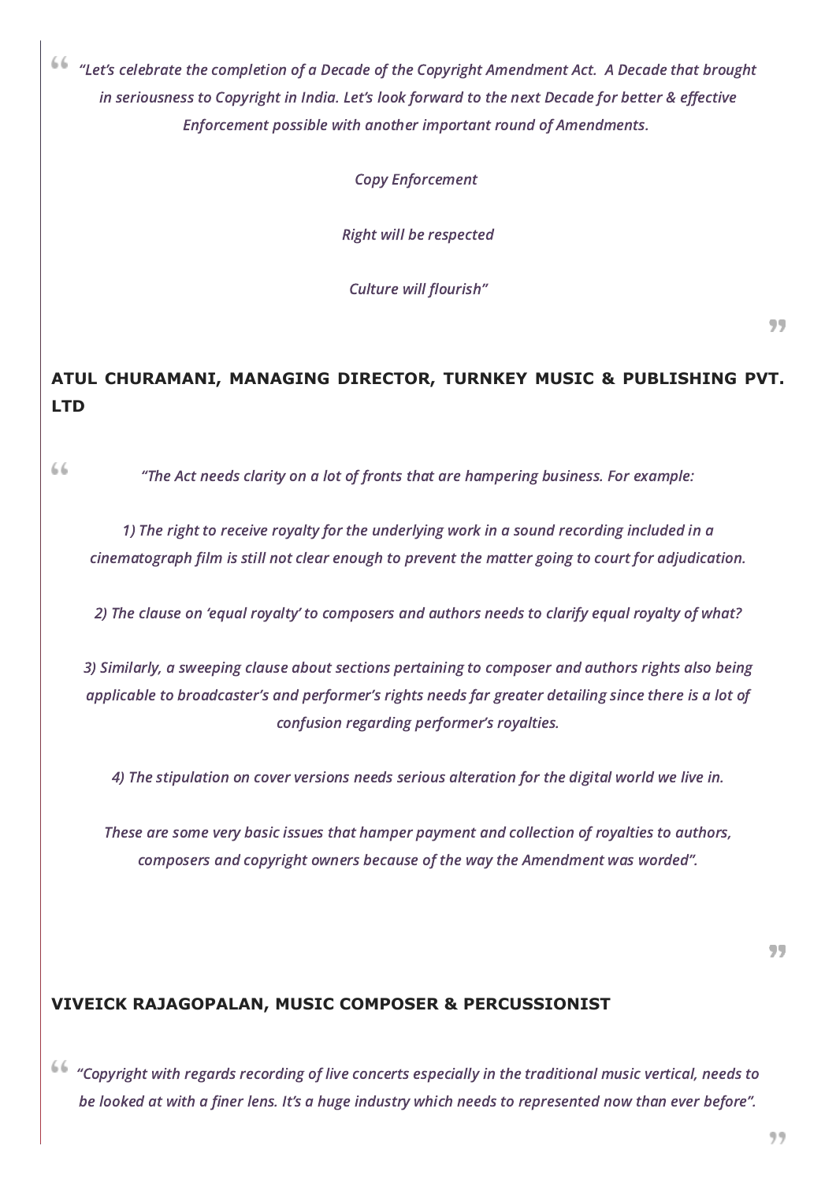> *"Let's celebrate the completion of a Decade of the Copyright Amendment Act. A Decade that brought in seriousness to Copyright in India. Let's look forward to the next Decade for better & effective Enforcement possible with another important round of Amendments.*
>
> *Copy Enforcement*
>
> *Right will be respected*
>
> *Culture will flourish"*

### ATUL CHURAMANI, MANAGING DIRECTOR, TURNKEY MUSIC & PUBLISHING PVT. LTD

> *"The Act needs clarity on a lot of fronts that are hampering business. For example:*
>
> *1) The right to receive royalty for the underlying work in a sound recording included in a cinematograph film is still not clear enough to prevent the matter going to court for adjudication.*
>
> *2) The clause on 'equal royalty' to composers and authors needs to clarify equal royalty of what?*
>
> *3) Similarly, a sweeping clause about sections pertaining to composer and authors rights also being applicable to broadcaster's and performer's rights needs far greater detailing since there is a lot of confusion regarding performer's royalties.*
>
> *4) The stipulation on cover versions needs serious alteration for the digital world we live in.*
>
> *These are some very basic issues that hamper payment and collection of royalties to authors, composers and copyright owners because of the way the Amendment was worded".*

### VIVEICK RAJAGOPALAN, MUSIC COMPOSER & PERCUSSIONIST

> *"Copyright with regards recording of live concerts especially in the traditional music vertical, needs to be looked at with a finer lens. It's a huge industry which needs to represented now than ever before".*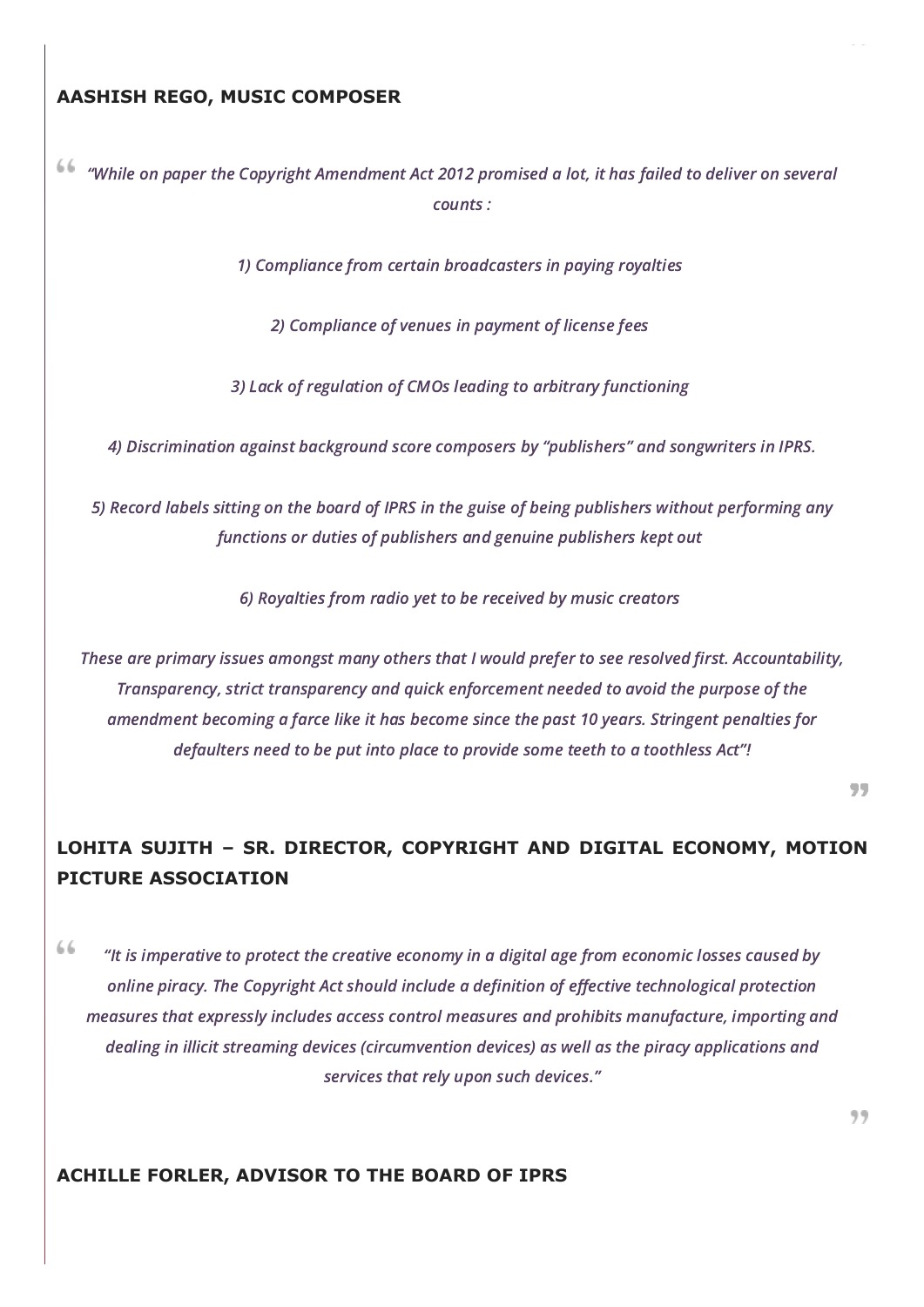### AASHISH REGO, MUSIC COMPOSER

> *"While on paper the Copyright Amendment Act 2012 promised a lot, it has failed to deliver on several counts :*
>
> *1) Compliance from certain broadcasters in paying royalties*
>
> *2) Compliance of venues in payment of license fees*
>
> *3) Lack of regulation of CMOs leading to arbitrary functioning*
>
> *4) Discrimination against background score composers by "publishers" and songwriters in IPRS.*
>
> *5) Record labels sitting on the board of IPRS in the guise of being publishers without performing any functions or duties of publishers and genuine publishers kept out*
>
> *6) Royalties from radio yet to be received by music creators*
>
> *These are primary issues amongst many others that I would prefer to see resolved first. Accountability, Transparency, strict transparency and quick enforcement needed to avoid the purpose of the amendment becoming a farce like it has become since the past 10 years. Stringent penalties for defaulters need to be put into place to provide some teeth to a toothless Act"!*

### LOHITA SUJITH – SR. DIRECTOR, COPYRIGHT AND DIGITAL ECONOMY, MOTION PICTURE ASSOCIATION

> *"It is imperative to protect the creative economy in a digital age from economic losses caused by online piracy. The Copyright Act should include a definition of effective technological protection measures that expressly includes access control measures and prohibits manufacture, importing and dealing in illicit streaming devices (circumvention devices) as well as the piracy applications and services that rely upon such devices."*

### ACHILLE FORLER, ADVISOR TO THE BOARD OF IPRS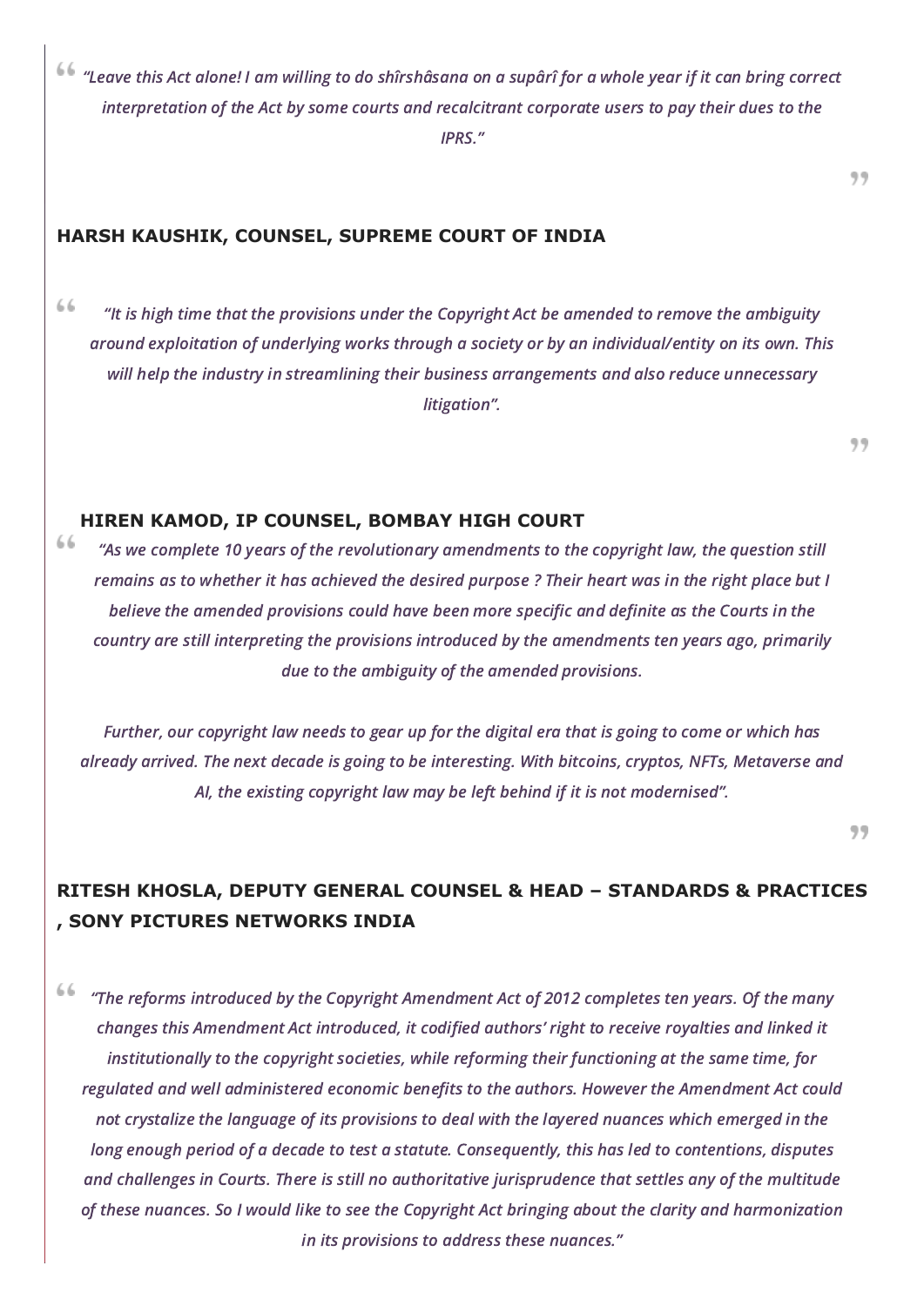*"Leave this Act alone! I am willing to do shîrshâsana on a supârî for a whole year if it can bring correct interpretation of the Act by some courts and recalcitrant corporate users to pay their dues to the IPRS."*

### HARSH KAUSHIK, COUNSEL, SUPREME COURT OF INDIA

*"It is high time that the provisions under the Copyright Act be amended to remove the ambiguity around exploitation of underlying works through a society or by an individual/entity on its own. This will help the industry in streamlining their business arrangements and also reduce unnecessary litigation".*

### HIREN KAMOD, IP COUNSEL, BOMBAY HIGH COURT

*"As we complete 10 years of the revolutionary amendments to the copyright law, the question still remains as to whether it has achieved the desired purpose ? Their heart was in the right place but I believe the amended provisions could have been more specific and definite as the Courts in the country are still interpreting the provisions introduced by the amendments ten years ago, primarily due to the ambiguity of the amended provisions.*

*Further, our copyright law needs to gear up for the digital era that is going to come or which has already arrived. The next decade is going to be interesting. With bitcoins, cryptos, NFTs, Metaverse and AI, the existing copyright law may be left behind if it is not modernised".*

### RITESH KHOSLA, DEPUTY GENERAL COUNSEL & HEAD – STANDARDS & PRACTICES , SONY PICTURES NETWORKS INDIA

*"The reforms introduced by the Copyright Amendment Act of 2012 completes ten years. Of the many changes this Amendment Act introduced, it codified authors' right to receive royalties and linked it institutionally to the copyright societies, while reforming their functioning at the same time, for regulated and well administered economic benefits to the authors. However the Amendment Act could not crystalize the language of its provisions to deal with the layered nuances which emerged in the long enough period of a decade to test a statute. Consequently, this has led to contentions, disputes and challenges in Courts. There is still no authoritative jurisprudence that settles any of the multitude of these nuances. So I would like to see the Copyright Act bringing about the clarity and harmonization in its provisions to address these nuances."*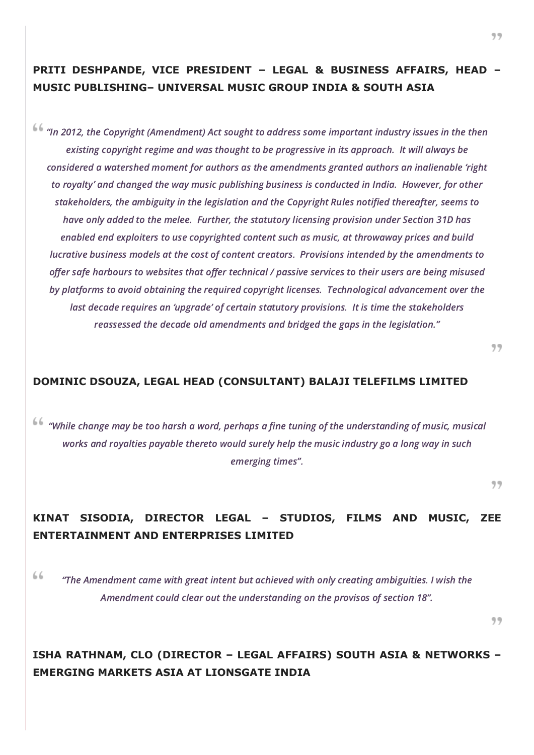**PRITI DESHPANDE, VICE PRESIDENT – LEGAL & BUSINESS AFFAIRS, HEAD – MUSIC PUBLISHING– UNIVERSAL MUSIC GROUP INDIA & SOUTH ASIA**

*"In 2012, the Copyright (Amendment) Act sought to address some important industry issues in the then existing copyright regime and was thought to be progressive in its approach. It will always be considered a watershed moment for authors as the amendments granted authors an inalienable 'right to royalty' and changed the way music publishing business is conducted in India. However, for other stakeholders, the ambiguity in the legislation and the Copyright Rules notified thereafter, seems to have only added to the melee. Further, the statutory licensing provision under Section 31D has enabled end exploiters to use copyrighted content such as music, at throwaway prices and build lucrative business models at the cost of content creators. Provisions intended by the amendments to offer safe harbours to websites that offer technical / passive services to their users are being misused by platforms to avoid obtaining the required copyright licenses. Technological advancement over the last decade requires an 'upgrade' of certain statutory provisions. It is time the stakeholders reassessed the decade old amendments and bridged the gaps in the legislation."*

**DOMINIC DSOUZA, LEGAL HEAD (CONSULTANT) BALAJI TELEFILMS LIMITED**

*"While change may be too harsh a word, perhaps a fine tuning of the understanding of music, musical works and royalties payable thereto would surely help the music industry go a long way in such emerging times".*

**KINAT SISODIA, DIRECTOR LEGAL – STUDIOS, FILMS AND MUSIC, ZEE ENTERTAINMENT AND ENTERPRISES LIMITED**

*"The Amendment came with great intent but achieved with only creating ambiguities. I wish the Amendment could clear out the understanding on the provisos of section 18".*

**ISHA RATHNAM, CLO (DIRECTOR – LEGAL AFFAIRS) SOUTH ASIA & NETWORKS – EMERGING MARKETS ASIA AT LIONSGATE INDIA**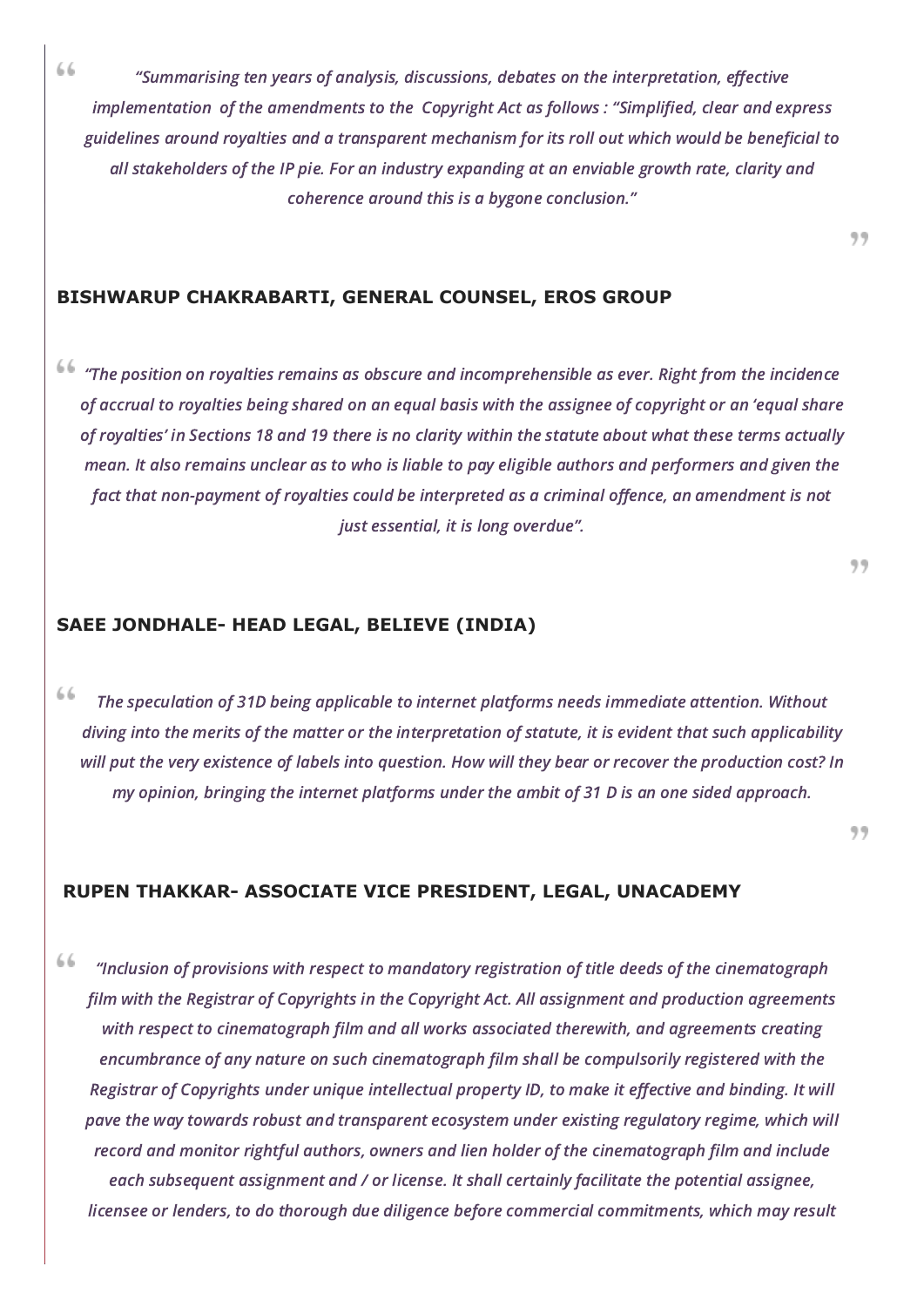> *"Summarising ten years of analysis, discussions, debates on the interpretation, effective implementation of the amendments to the Copyright Act as follows : "Simplified, clear and express guidelines around royalties and a transparent mechanism for its roll out which would be beneficial to all stakeholders of the IP pie. For an industry expanding at an enviable growth rate, clarity and coherence around this is a bygone conclusion."*

#### BISHWARUP CHAKRABARTI, GENERAL COUNSEL, EROS GROUP

> *"The position on royalties remains as obscure and incomprehensible as ever. Right from the incidence of accrual to royalties being shared on an equal basis with the assignee of copyright or an 'equal share of royalties' in Sections 18 and 19 there is no clarity within the statute about what these terms actually mean. It also remains unclear as to who is liable to pay eligible authors and performers and given the fact that non-payment of royalties could be interpreted as a criminal offence, an amendment is not just essential, it is long overdue".*

#### SAEE JONDHALE- HEAD LEGAL, BELIEVE (INDIA)

> *The speculation of 31D being applicable to internet platforms needs immediate attention. Without diving into the merits of the matter or the interpretation of statute, it is evident that such applicability will put the very existence of labels into question. How will they bear or recover the production cost? In my opinion, bringing the internet platforms under the ambit of 31 D is an one sided approach.*

#### RUPEN THAKKAR- ASSOCIATE VICE PRESIDENT, LEGAL, UNACADEMY

> *"Inclusion of provisions with respect to mandatory registration of title deeds of the cinematograph film with the Registrar of Copyrights in the Copyright Act. All assignment and production agreements with respect to cinematograph film and all works associated therewith, and agreements creating encumbrance of any nature on such cinematograph film shall be compulsorily registered with the Registrar of Copyrights under unique intellectual property ID, to make it effective and binding. It will pave the way towards robust and transparent ecosystem under existing regulatory regime, which will record and monitor rightful authors, owners and lien holder of the cinematograph film and include each subsequent assignment and / or license. It shall certainly facilitate the potential assignee, licensee or lenders, to do thorough due diligence before commercial commitments, which may result*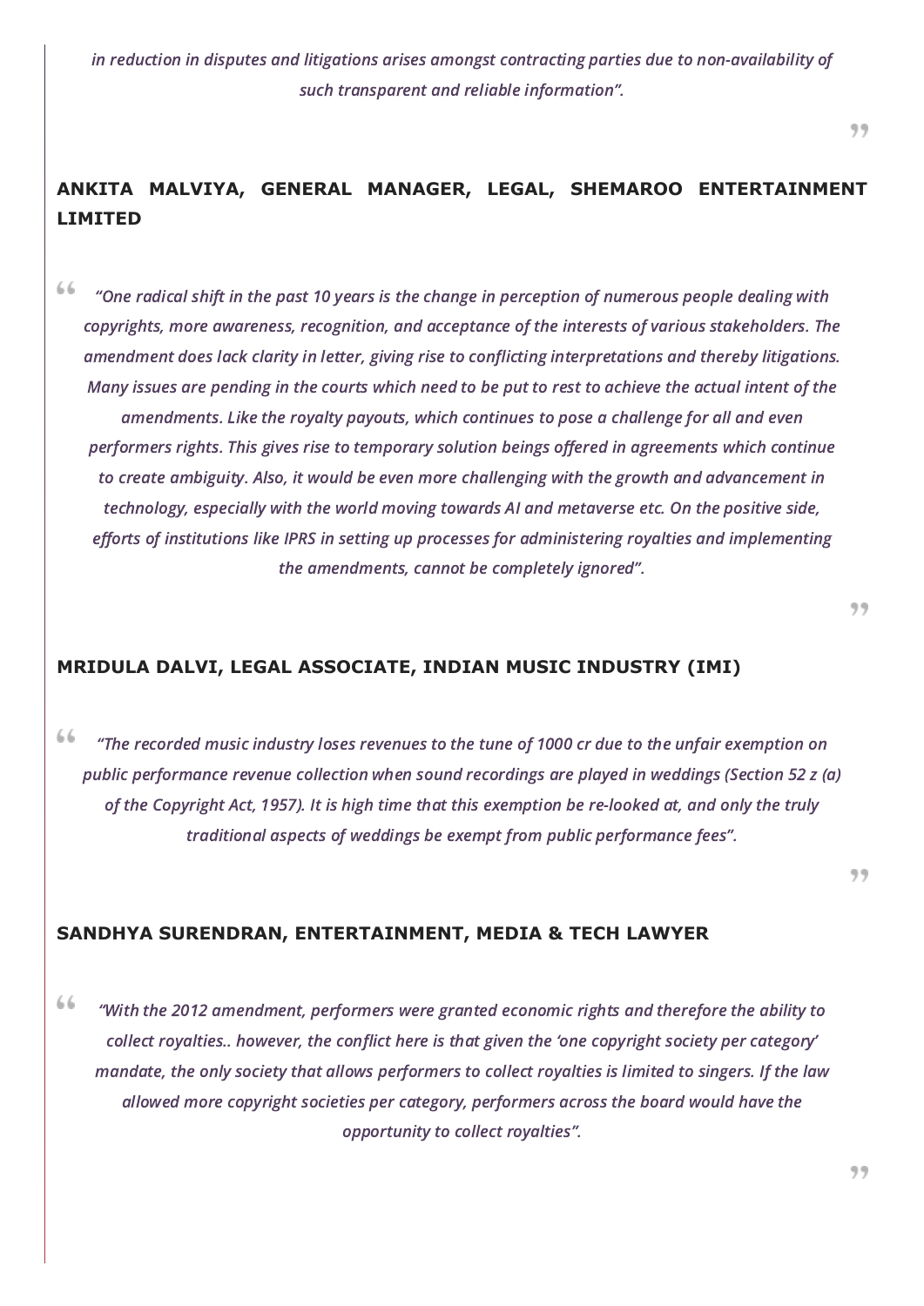*in reduction in disputes and litigations arises amongst contracting parties due to non-availability of such transparent and reliable information".*

### ANKITA MALVIYA, GENERAL MANAGER, LEGAL, SHEMAROO ENTERTAINMENT LIMITED

> *"One radical shift in the past 10 years is the change in perception of numerous people dealing with copyrights, more awareness, recognition, and acceptance of the interests of various stakeholders. The amendment does lack clarity in letter, giving rise to conflicting interpretations and thereby litigations. Many issues are pending in the courts which need to be put to rest to achieve the actual intent of the amendments. Like the royalty payouts, which continues to pose a challenge for all and even performers rights. This gives rise to temporary solution beings offered in agreements which continue to create ambiguity. Also, it would be even more challenging with the growth and advancement in technology, especially with the world moving towards AI and metaverse etc. On the positive side, efforts of institutions like IPRS in setting up processes for administering royalties and implementing the amendments, cannot be completely ignored".*

### MRIDULA DALVI, LEGAL ASSOCIATE, INDIAN MUSIC INDUSTRY (IMI)

> *"The recorded music industry loses revenues to the tune of 1000 cr due to the unfair exemption on public performance revenue collection when sound recordings are played in weddings (Section 52 z (a) of the Copyright Act, 1957). It is high time that this exemption be re-looked at, and only the truly traditional aspects of weddings be exempt from public performance fees".*

### SANDHYA SURENDRAN, ENTERTAINMENT, MEDIA & TECH LAWYER

> *"With the 2012 amendment, performers were granted economic rights and therefore the ability to collect royalties.. however, the conflict here is that given the 'one copyright society per category' mandate, the only society that allows performers to collect royalties is limited to singers. If the law allowed more copyright societies per category, performers across the board would have the opportunity to collect royalties".*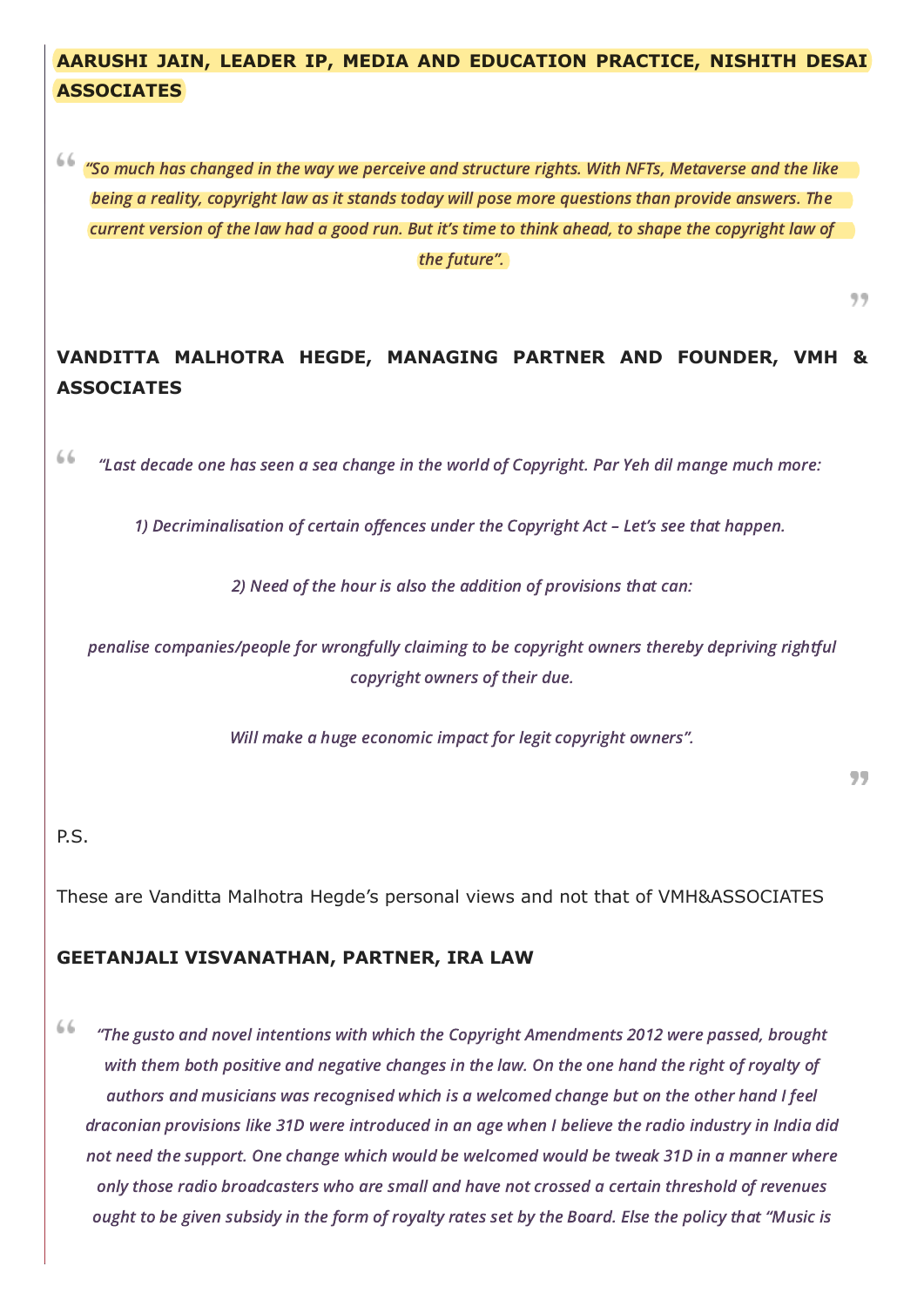### AARUSHI JAIN, LEADER IP, MEDIA AND EDUCATION PRACTICE, NISHITH DESAI ASSOCIATES

> *"So much has changed in the way we perceive and structure rights. With NFTs, Metaverse and the like being a reality, copyright law as it stands today will pose more questions than provide answers. The current version of the law had a good run. But it's time to think ahead, to shape the copyright law of the future".*

### VANDITTA MALHOTRA HEGDE, MANAGING PARTNER AND FOUNDER, VMH & ASSOCIATES

> *"Last decade one has seen a sea change in the world of Copyright. Par Yeh dil mange much more:*
>
> *1) Decriminalisation of certain offences under the Copyright Act – Let's see that happen.*
>
> *2) Need of the hour is also the addition of provisions that can:*
>
> *penalise companies/people for wrongfully claiming to be copyright owners thereby depriving rightful copyright owners of their due.*
>
> *Will make a huge economic impact for legit copyright owners".*

P.S.

These are Vanditta Malhotra Hegde's personal views and not that of VMH&ASSOCIATES

### GEETANJALI VISVANATHAN, PARTNER, IRA LAW

> *"The gusto and novel intentions with which the Copyright Amendments 2012 were passed, brought with them both positive and negative changes in the law. On the one hand the right of royalty of authors and musicians was recognised which is a welcomed change but on the other hand I feel draconian provisions like 31D were introduced in an age when I believe the radio industry in India did not need the support. One change which would be welcomed would be tweak 31D in a manner where only those radio broadcasters who are small and have not crossed a certain threshold of revenues ought to be given subsidy in the form of royalty rates set by the Board. Else the policy that "Music is*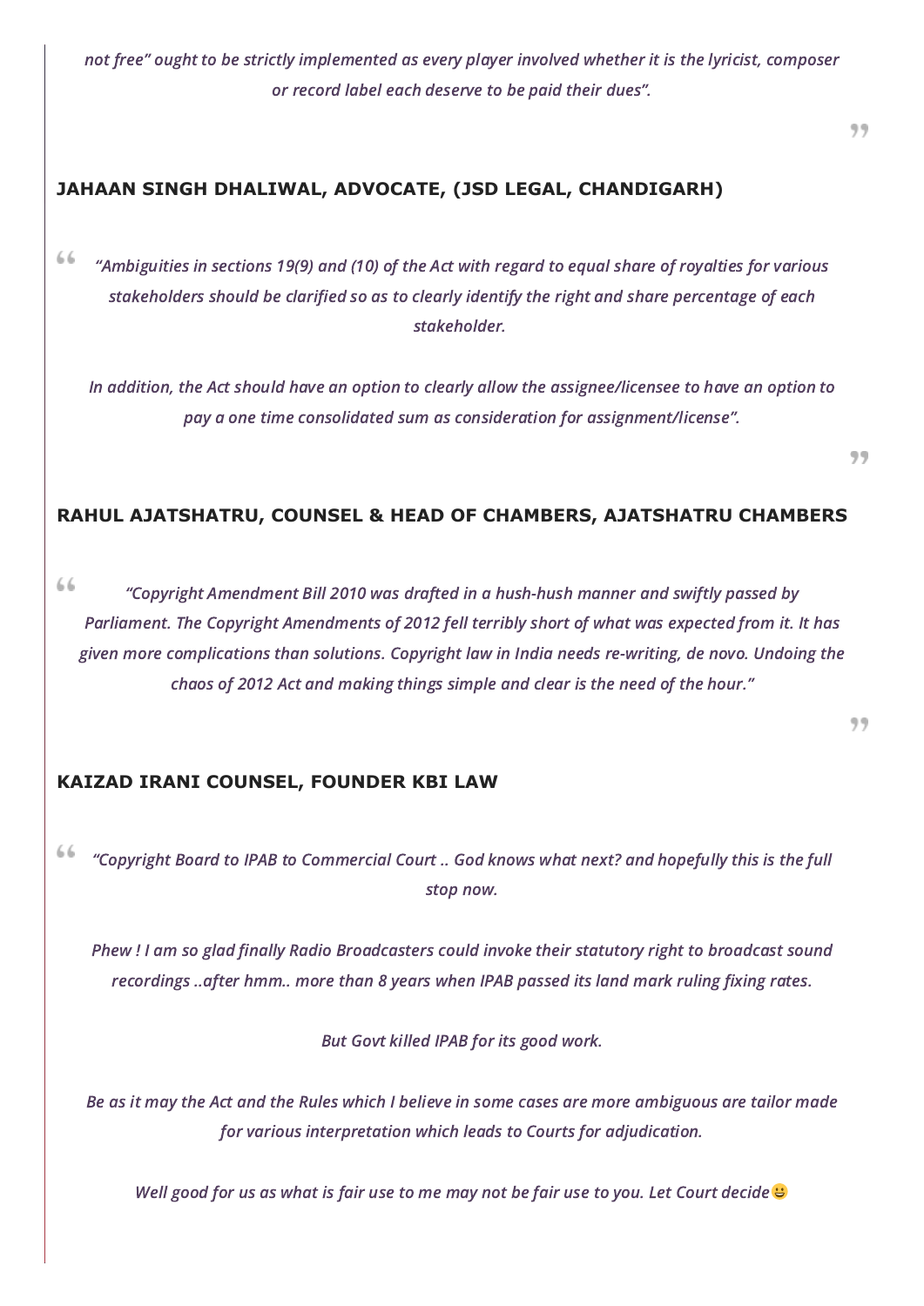*not free" ought to be strictly implemented as every player involved whether it is the lyricist, composer or record label each deserve to be paid their dues".*

### JAHAAN SINGH DHALIWAL, ADVOCATE, (JSD LEGAL, CHANDIGARH)

> *"Ambiguities in sections 19(9) and (10) of the Act with regard to equal share of royalties for various stakeholders should be clarified so as to clearly identify the right and share percentage of each stakeholder.*
>
> *In addition, the Act should have an option to clearly allow the assignee/licensee to have an option to pay a one time consolidated sum as consideration for assignment/license".*

### RAHUL AJATSHATRU, COUNSEL & HEAD OF CHAMBERS, AJATSHATRU CHAMBERS

> *"Copyright Amendment Bill 2010 was drafted in a hush-hush manner and swiftly passed by Parliament. The Copyright Amendments of 2012 fell terribly short of what was expected from it. It has given more complications than solutions. Copyright law in India needs re-writing, de novo. Undoing the chaos of 2012 Act and making things simple and clear is the need of the hour."*

### KAIZAD IRANI COUNSEL, FOUNDER KBI LAW

> *"Copyright Board to IPAB to Commercial Court .. God knows what next? and hopefully this is the full stop now.*
>
> *Phew ! I am so glad finally Radio Broadcasters could invoke their statutory right to broadcast sound recordings ..after hmm.. more than 8 years when IPAB passed its land mark ruling fixing rates.*
>
> *But Govt killed IPAB for its good work.*
>
> *Be as it may the Act and the Rules which I believe in some cases are more ambiguous are tailor made for various interpretation which leads to Courts for adjudication.*
>
> *Well good for us as what is fair use to me may not be fair use to you. Let Court decide😃*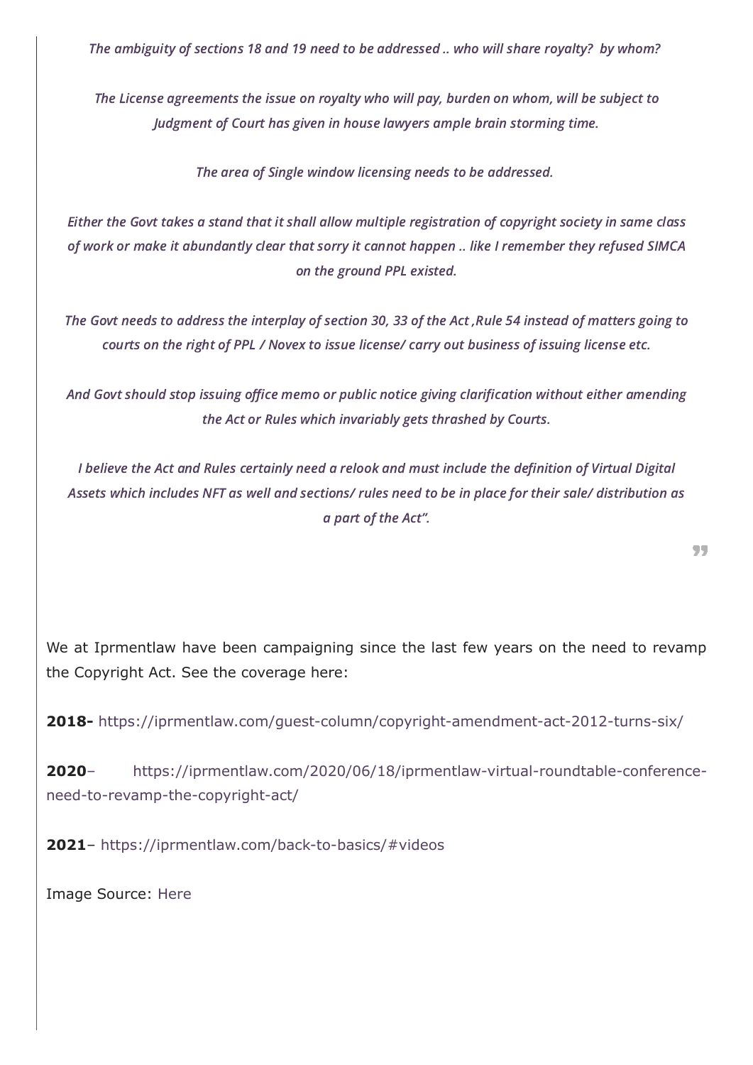*The ambiguity of sections 18 and 19 need to be addressed .. who will share royalty? by whom?*

*The License agreements the issue on royalty who will pay, burden on whom, will be subject to Judgment of Court has given in house lawyers ample brain storming time.*

*The area of Single window licensing needs to be addressed.*

*Either the Govt takes a stand that it shall allow multiple registration of copyright society in same class of work or make it abundantly clear that sorry it cannot happen .. like I remember they refused SIMCA on the ground PPL existed.*

*The Govt needs to address the interplay of section 30, 33 of the Act ,Rule 54 instead of matters going to courts on the right of PPL / Novex to issue license/ carry out business of issuing license etc.*

*And Govt should stop issuing office memo or public notice giving clarification without either amending the Act or Rules which invariably gets thrashed by Courts.*

*I believe the Act and Rules certainly need a relook and must include the definition of Virtual Digital Assets which includes NFT as well and sections/ rules need to be in place for their sale/ distribution as a part of the Act".*

We at Iprmentlaw have been campaigning since the last few years on the need to revamp the Copyright Act. See the coverage here:

**2018-** https://iprmentlaw.com/guest-column/copyright-amendment-act-2012-turns-six/

**2020**– https://iprmentlaw.com/2020/06/18/iprmentlaw-virtual-roundtable-conference-need-to-revamp-the-copyright-act/

**2021**– https://iprmentlaw.com/back-to-basics/#videos

Image Source: Here